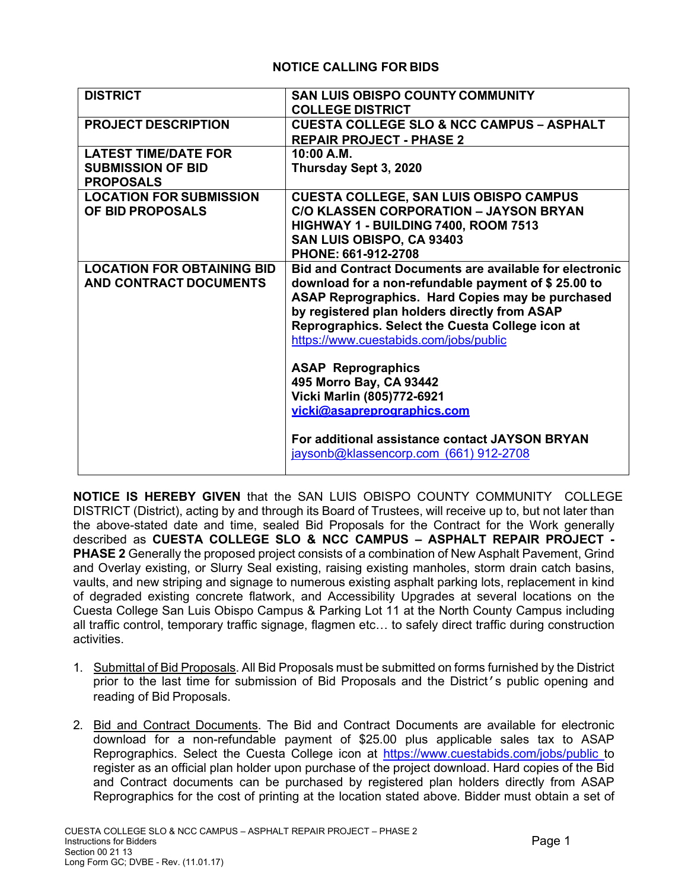## NOTICE CALLING FOR BIDS

| | |
|---|---|
| **DISTRICT** | **SAN LUIS OBISPO COUNTY COMMUNITY COLLEGE DISTRICT** |
| **PROJECT DESCRIPTION** | **CUESTA COLLEGE SLO & NCC CAMPUS – ASPHALT REPAIR PROJECT - PHASE 2** |
| **LATEST TIME/DATE FOR SUBMISSION OF BID PROPOSALS** | **10:00 A.M.**<br>**Thursday Sept 3, 2020** |
| **LOCATION FOR SUBMISSION OF BID PROPOSALS** | **CUESTA COLLEGE, SAN LUIS OBISPO CAMPUS**<br>**C/O KLASSEN CORPORATION – JAYSON BRYAN**<br>**HIGHWAY 1 - BUILDING 7400, ROOM 7513**<br>**SAN LUIS OBISPO, CA 93403**<br>**PHONE: 661-912-2708** |
| **LOCATION FOR OBTAINING BID AND CONTRACT DOCUMENTS** | **Bid and Contract Documents are available for electronic download for a non-refundable payment of $ 25.00 to ASAP Reprographics. Hard Copies may be purchased by registered plan holders directly from ASAP Reprographics. Select the Cuesta College icon at** https://www.cuestabids.com/jobs/public<br><br>**ASAP Reprographics**<br>**495 Morro Bay, CA 93442**<br>**Vicki Marlin (805)772-6921**<br>**vicki@asapreprographics.com**<br><br>**For additional assistance contact JAYSON BRYAN**<br>jaysonb@klassencorp.com (661) 912-2708 |

**NOTICE IS HEREBY GIVEN** that the SAN LUIS OBISPO COUNTY COMMUNITY COLLEGE DISTRICT (District), acting by and through its Board of Trustees, will receive up to, but not later than the above-stated date and time, sealed Bid Proposals for the Contract for the Work generally described as **CUESTA COLLEGE SLO & NCC CAMPUS – ASPHALT REPAIR PROJECT - PHASE 2** Generally the proposed project consists of a combination of New Asphalt Pavement, Grind and Overlay existing, or Slurry Seal existing, raising existing manholes, storm drain catch basins, vaults, and new striping and signage to numerous existing asphalt parking lots, replacement in kind of degraded existing concrete flatwork, and Accessibility Upgrades at several locations on the Cuesta College San Luis Obispo Campus & Parking Lot 11 at the North County Campus including all traffic control, temporary traffic signage, flagmen etc… to safely direct traffic during construction activities.

1. Submittal of Bid Proposals. All Bid Proposals must be submitted on forms furnished by the District prior to the last time for submission of Bid Proposals and the District's public opening and reading of Bid Proposals.

2. Bid and Contract Documents. The Bid and Contract Documents are available for electronic download for a non-refundable payment of $25.00 plus applicable sales tax to ASAP Reprographics. Select the Cuesta College icon at https://www.cuestabids.com/jobs/public to register as an official plan holder upon purchase of the project download. Hard copies of the Bid and Contract documents can be purchased by registered plan holders directly from ASAP Reprographics for the cost of printing at the location stated above. Bidder must obtain a set of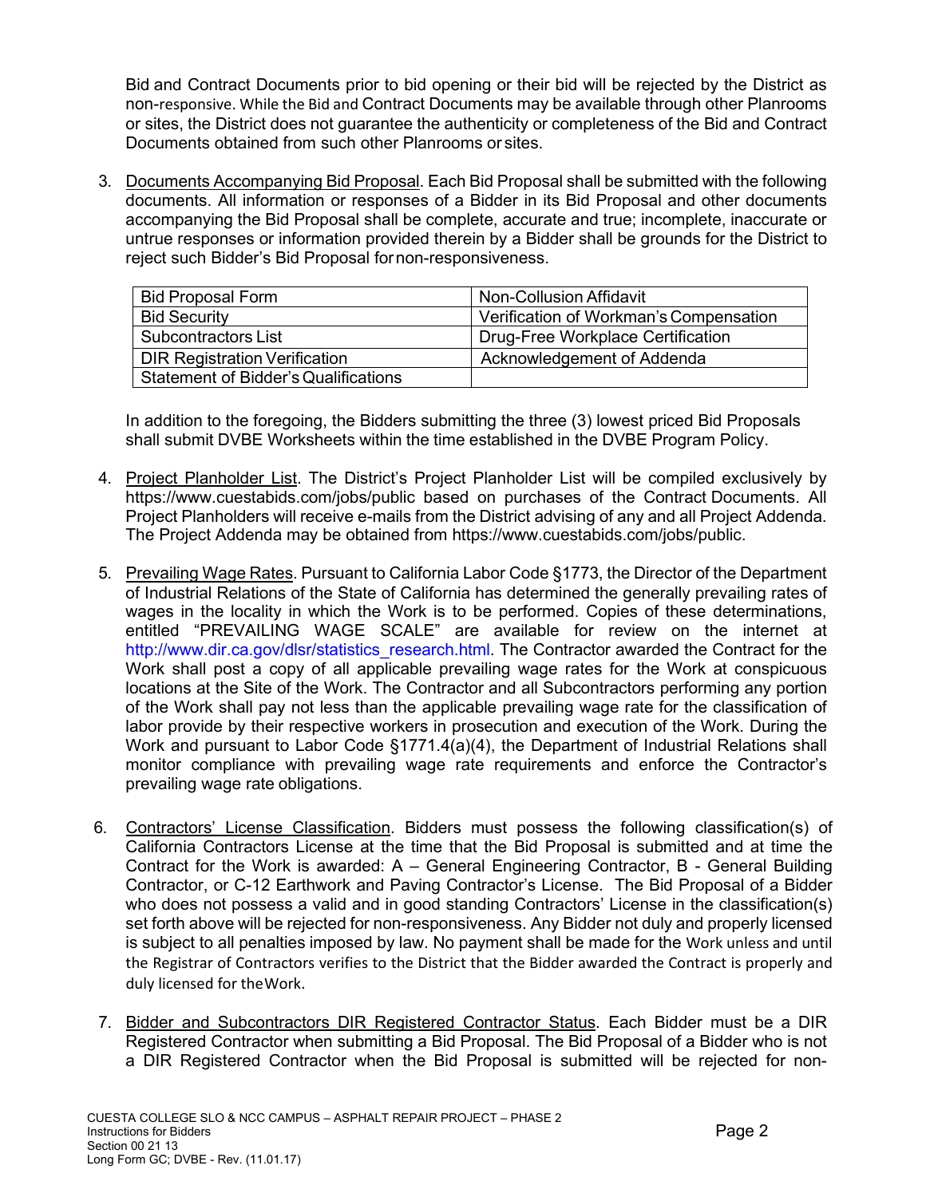Bid and Contract Documents prior to bid opening or their bid will be rejected by the District as non-responsive. While the Bid and Contract Documents may be available through other Planrooms or sites, the District does not guarantee the authenticity or completeness of the Bid and Contract Documents obtained from such other Planrooms or sites.

3. <u>Documents Accompanying Bid Proposal</u>. Each Bid Proposal shall be submitted with the following documents. All information or responses of a Bidder in its Bid Proposal and other documents accompanying the Bid Proposal shall be complete, accurate and true; incomplete, inaccurate or untrue responses or information provided therein by a Bidder shall be grounds for the District to reject such Bidder's Bid Proposal for non-responsiveness.

| Bid Proposal Form | Non-Collusion Affidavit |
|---|---|
| Bid Security | Verification of Workman's Compensation |
| Subcontractors List | Drug-Free Workplace Certification |
| DIR Registration Verification | Acknowledgement of Addenda |
| Statement of Bidder's Qualifications | |

   In addition to the foregoing, the Bidders submitting the three (3) lowest priced Bid Proposals shall submit DVBE Worksheets within the time established in the DVBE Program Policy.

4. <u>Project Planholder List</u>. The District's Project Planholder List will be compiled exclusively by https://www.cuestabids.com/jobs/public based on purchases of the Contract Documents. All Project Planholders will receive e-mails from the District advising of any and all Project Addenda. The Project Addenda may be obtained from https://www.cuestabids.com/jobs/public.

5. <u>Prevailing Wage Rates</u>. Pursuant to California Labor Code §1773, the Director of the Department of Industrial Relations of the State of California has determined the generally prevailing rates of wages in the locality in which the Work is to be performed. Copies of these determinations, entitled "PREVAILING WAGE SCALE" are available for review on the internet at http://www.dir.ca.gov/dlsr/statistics_research.html. The Contractor awarded the Contract for the Work shall post a copy of all applicable prevailing wage rates for the Work at conspicuous locations at the Site of the Work. The Contractor and all Subcontractors performing any portion of the Work shall pay not less than the applicable prevailing wage rate for the classification of labor provide by their respective workers in prosecution and execution of the Work. During the Work and pursuant to Labor Code §1771.4(a)(4), the Department of Industrial Relations shall monitor compliance with prevailing wage rate requirements and enforce the Contractor's prevailing wage rate obligations.

6. <u>Contractors' License Classification</u>. Bidders must possess the following classification(s) of California Contractors License at the time that the Bid Proposal is submitted and at time the Contract for the Work is awarded: A – General Engineering Contractor, B - General Building Contractor, or C-12 Earthwork and Paving Contractor's License. The Bid Proposal of a Bidder who does not possess a valid and in good standing Contractors' License in the classification(s) set forth above will be rejected for non-responsiveness. Any Bidder not duly and properly licensed is subject to all penalties imposed by law. No payment shall be made for the Work unless and until the Registrar of Contractors verifies to the District that the Bidder awarded the Contract is properly and duly licensed for the Work.

7. <u>Bidder and Subcontractors DIR Registered Contractor Status</u>. Each Bidder must be a DIR Registered Contractor when submitting a Bid Proposal. The Bid Proposal of a Bidder who is not a DIR Registered Contractor when the Bid Proposal is submitted will be rejected for non-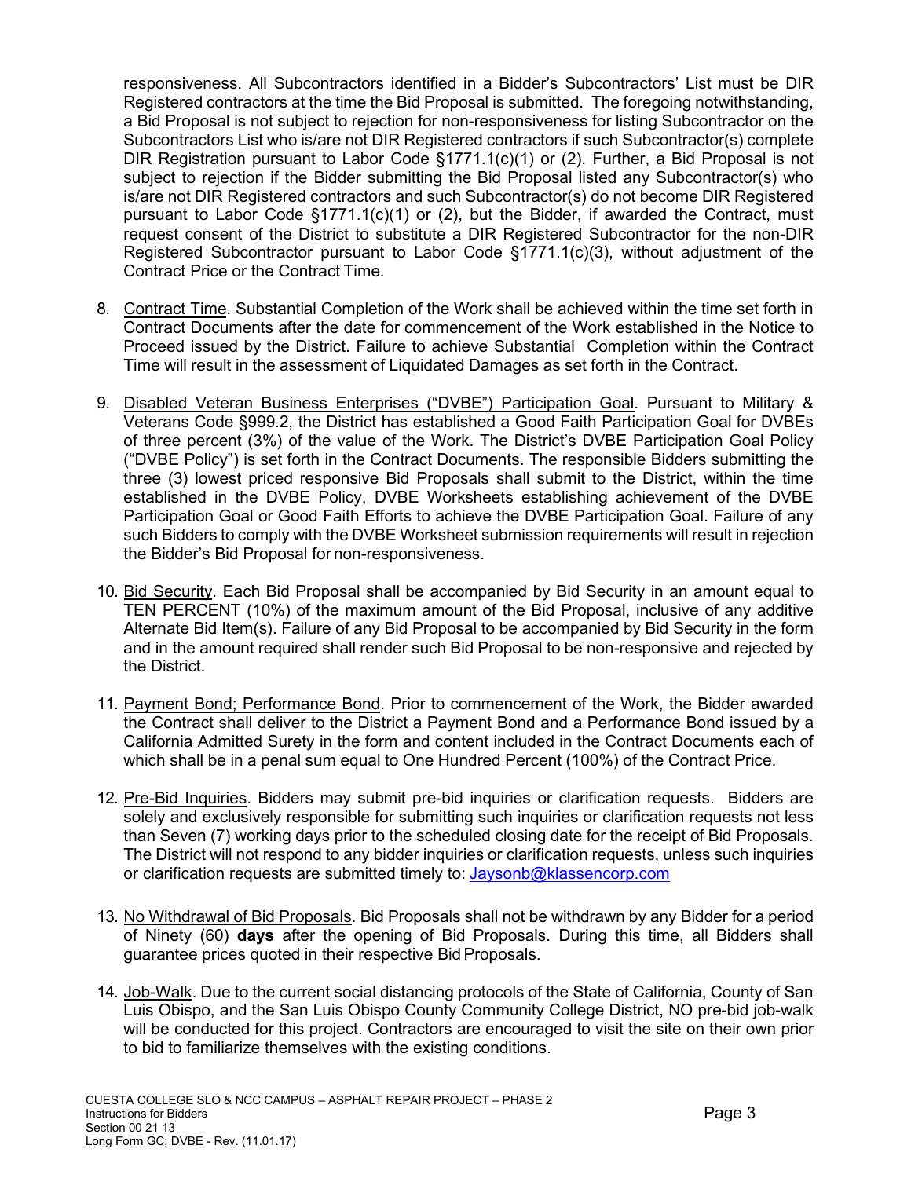responsiveness. All Subcontractors identified in a Bidder's Subcontractors' List must be DIR Registered contractors at the time the Bid Proposal is submitted. The foregoing notwithstanding, a Bid Proposal is not subject to rejection for non-responsiveness for listing Subcontractor on the Subcontractors List who is/are not DIR Registered contractors if such Subcontractor(s) complete DIR Registration pursuant to Labor Code §1771.1(c)(1) or (2). Further, a Bid Proposal is not subject to rejection if the Bidder submitting the Bid Proposal listed any Subcontractor(s) who is/are not DIR Registered contractors and such Subcontractor(s) do not become DIR Registered pursuant to Labor Code §1771.1(c)(1) or (2), but the Bidder, if awarded the Contract, must request consent of the District to substitute a DIR Registered Subcontractor for the non-DIR Registered Subcontractor pursuant to Labor Code §1771.1(c)(3), without adjustment of the Contract Price or the Contract Time.

8. <u>Contract Time</u>. Substantial Completion of the Work shall be achieved within the time set forth in Contract Documents after the date for commencement of the Work established in the Notice to Proceed issued by the District. Failure to achieve Substantial Completion within the Contract Time will result in the assessment of Liquidated Damages as set forth in the Contract.

9. <u>Disabled Veteran Business Enterprises ("DVBE") Participation Goal</u>. Pursuant to Military & Veterans Code §999.2, the District has established a Good Faith Participation Goal for DVBEs of three percent (3%) of the value of the Work. The District's DVBE Participation Goal Policy ("DVBE Policy") is set forth in the Contract Documents. The responsible Bidders submitting the three (3) lowest priced responsive Bid Proposals shall submit to the District, within the time established in the DVBE Policy, DVBE Worksheets establishing achievement of the DVBE Participation Goal or Good Faith Efforts to achieve the DVBE Participation Goal. Failure of any such Bidders to comply with the DVBE Worksheet submission requirements will result in rejection the Bidder's Bid Proposal for non-responsiveness.

10. <u>Bid Security</u>. Each Bid Proposal shall be accompanied by Bid Security in an amount equal to TEN PERCENT (10%) of the maximum amount of the Bid Proposal, inclusive of any additive Alternate Bid Item(s). Failure of any Bid Proposal to be accompanied by Bid Security in the form and in the amount required shall render such Bid Proposal to be non-responsive and rejected by the District.

11. <u>Payment Bond; Performance Bond</u>. Prior to commencement of the Work, the Bidder awarded the Contract shall deliver to the District a Payment Bond and a Performance Bond issued by a California Admitted Surety in the form and content included in the Contract Documents each of which shall be in a penal sum equal to One Hundred Percent (100%) of the Contract Price.

12. <u>Pre-Bid Inquiries</u>. Bidders may submit pre-bid inquiries or clarification requests. Bidders are solely and exclusively responsible for submitting such inquiries or clarification requests not less than Seven (7) working days prior to the scheduled closing date for the receipt of Bid Proposals. The District will not respond to any bidder inquiries or clarification requests, unless such inquiries or clarification requests are submitted timely to: Jaysonb@klassencorp.com

13. <u>No Withdrawal of Bid Proposals</u>. Bid Proposals shall not be withdrawn by any Bidder for a period of Ninety (60) **days** after the opening of Bid Proposals. During this time, all Bidders shall guarantee prices quoted in their respective Bid Proposals.

14. <u>Job-Walk</u>. Due to the current social distancing protocols of the State of California, County of San Luis Obispo, and the San Luis Obispo County Community College District, NO pre-bid job-walk will be conducted for this project. Contractors are encouraged to visit the site on their own prior to bid to familiarize themselves with the existing conditions.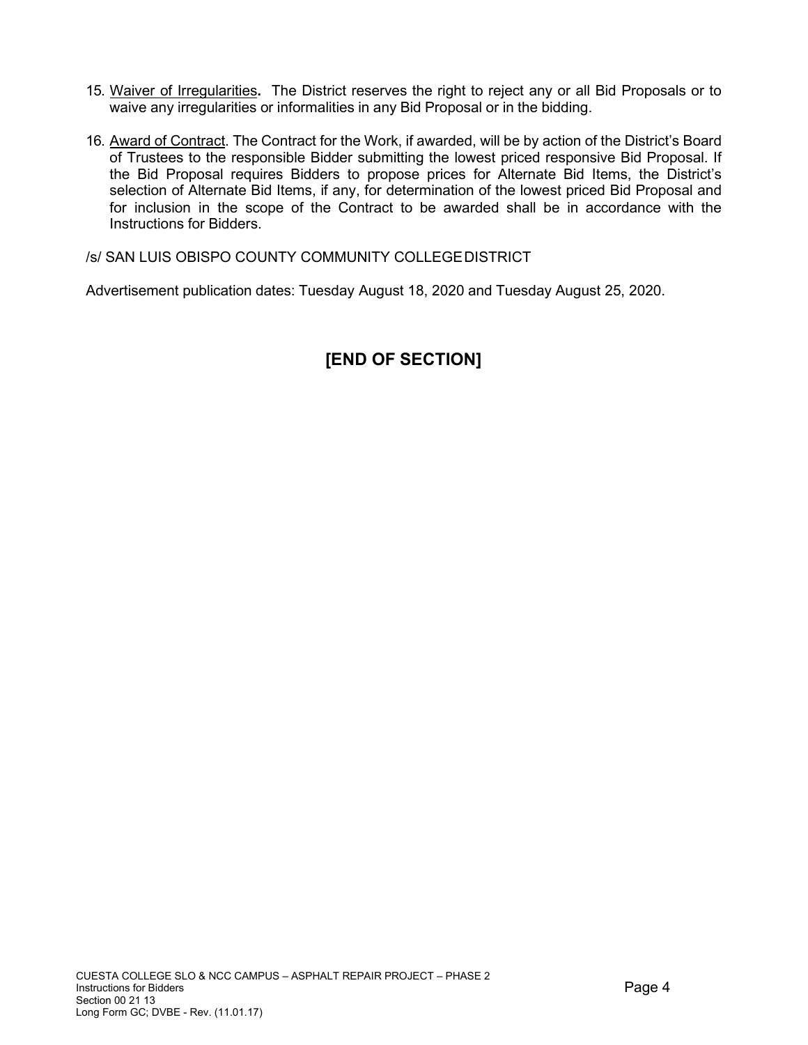15. Waiver of Irregularities**.** The District reserves the right to reject any or all Bid Proposals or to waive any irregularities or informalities in any Bid Proposal or in the bidding.

16. Award of Contract. The Contract for the Work, if awarded, will be by action of the District's Board of Trustees to the responsible Bidder submitting the lowest priced responsive Bid Proposal. If the Bid Proposal requires Bidders to propose prices for Alternate Bid Items, the District's selection of Alternate Bid Items, if any, for determination of the lowest priced Bid Proposal and for inclusion in the scope of the Contract to be awarded shall be in accordance with the Instructions for Bidders.

/s/ SAN LUIS OBISPO COUNTY COMMUNITY COLLEGE DISTRICT

Advertisement publication dates: Tuesday August 18, 2020 and Tuesday August 25, 2020.

**[END OF SECTION]**